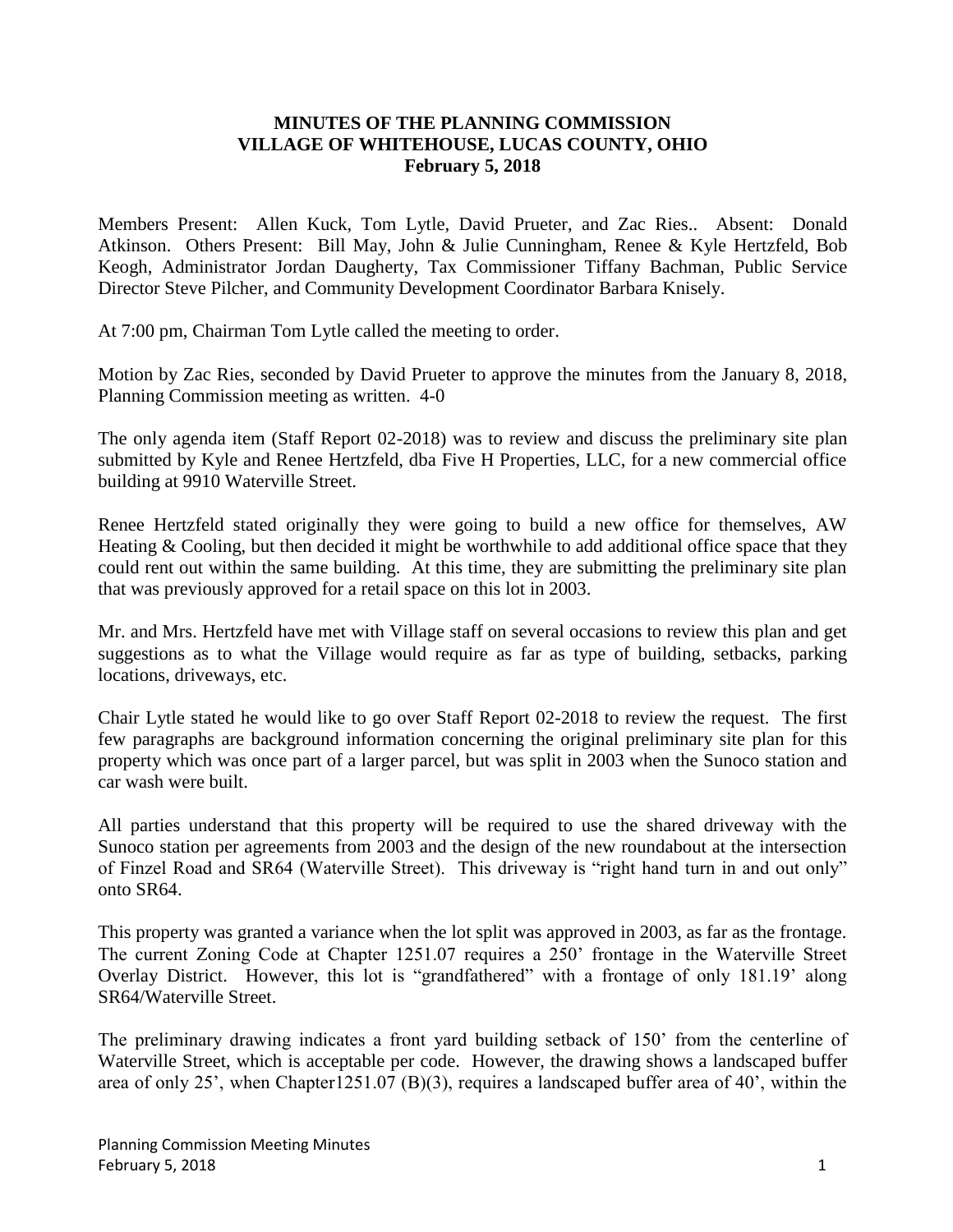**MINUTES OF THE PLANNING COMMISSION**
**VILLAGE OF WHITEHOUSE, LUCAS COUNTY, OHIO**
**February 5, 2018**

Members Present: Allen Kuck, Tom Lytle, David Prueter, and Zac Ries.. Absent: Donald Atkinson. Others Present: Bill May, John & Julie Cunningham, Renee & Kyle Hertzfeld, Bob Keogh, Administrator Jordan Daugherty, Tax Commissioner Tiffany Bachman, Public Service Director Steve Pilcher, and Community Development Coordinator Barbara Knisely.

At 7:00 pm, Chairman Tom Lytle called the meeting to order.

Motion by Zac Ries, seconded by David Prueter to approve the minutes from the January 8, 2018, Planning Commission meeting as written. 4-0

The only agenda item (Staff Report 02-2018) was to review and discuss the preliminary site plan submitted by Kyle and Renee Hertzfeld, dba Five H Properties, LLC, for a new commercial office building at 9910 Waterville Street.

Renee Hertzfeld stated originally they were going to build a new office for themselves, AW Heating & Cooling, but then decided it might be worthwhile to add additional office space that they could rent out within the same building. At this time, they are submitting the preliminary site plan that was previously approved for a retail space on this lot in 2003.

Mr. and Mrs. Hertzfeld have met with Village staff on several occasions to review this plan and get suggestions as to what the Village would require as far as type of building, setbacks, parking locations, driveways, etc.

Chair Lytle stated he would like to go over Staff Report 02-2018 to review the request. The first few paragraphs are background information concerning the original preliminary site plan for this property which was once part of a larger parcel, but was split in 2003 when the Sunoco station and car wash were built.

All parties understand that this property will be required to use the shared driveway with the Sunoco station per agreements from 2003 and the design of the new roundabout at the intersection of Finzel Road and SR64 (Waterville Street). This driveway is "right hand turn in and out only" onto SR64.

This property was granted a variance when the lot split was approved in 2003, as far as the frontage. The current Zoning Code at Chapter 1251.07 requires a 250' frontage in the Waterville Street Overlay District. However, this lot is "grandfathered" with a frontage of only 181.19' along SR64/Waterville Street.

The preliminary drawing indicates a front yard building setback of 150' from the centerline of Waterville Street, which is acceptable per code. However, the drawing shows a landscaped buffer area of only 25', when Chapter1251.07 (B)(3), requires a landscaped buffer area of 40', within the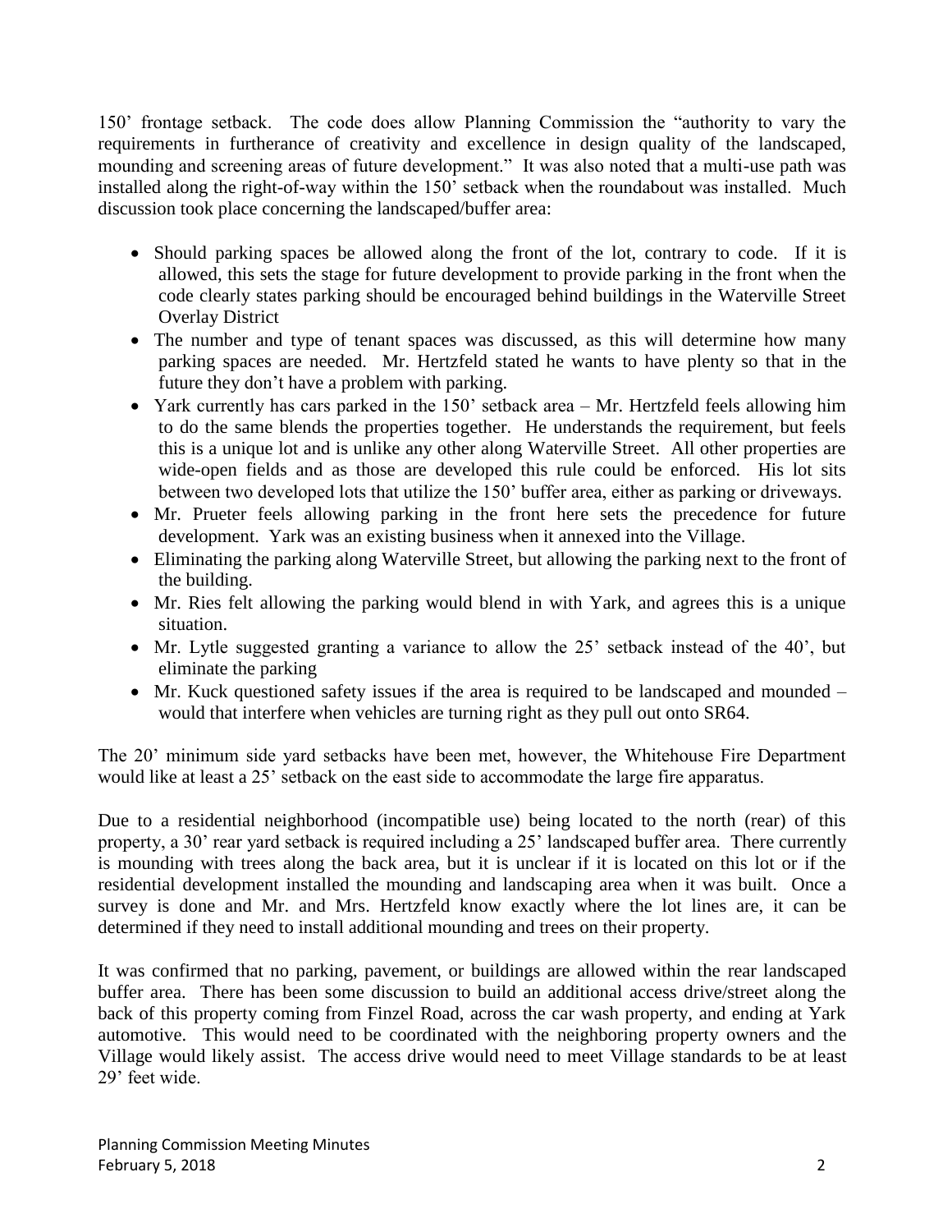150' frontage setback. The code does allow Planning Commission the "authority to vary the requirements in furtherance of creativity and excellence in design quality of the landscaped, mounding and screening areas of future development." It was also noted that a multi-use path was installed along the right-of-way within the 150' setback when the roundabout was installed. Much discussion took place concerning the landscaped/buffer area:

- Should parking spaces be allowed along the front of the lot, contrary to code. If it is allowed, this sets the stage for future development to provide parking in the front when the code clearly states parking should be encouraged behind buildings in the Waterville Street Overlay District
- The number and type of tenant spaces was discussed, as this will determine how many parking spaces are needed. Mr. Hertzfeld stated he wants to have plenty so that in the future they don't have a problem with parking.
- Yark currently has cars parked in the 150' setback area – Mr. Hertzfeld feels allowing him to do the same blends the properties together. He understands the requirement, but feels this is a unique lot and is unlike any other along Waterville Street. All other properties are wide-open fields and as those are developed this rule could be enforced. His lot sits between two developed lots that utilize the 150' buffer area, either as parking or driveways.
- Mr. Prueter feels allowing parking in the front here sets the precedence for future development. Yark was an existing business when it annexed into the Village.
- Eliminating the parking along Waterville Street, but allowing the parking next to the front of the building.
- Mr. Ries felt allowing the parking would blend in with Yark, and agrees this is a unique situation.
- Mr. Lytle suggested granting a variance to allow the 25' setback instead of the 40', but eliminate the parking
- Mr. Kuck questioned safety issues if the area is required to be landscaped and mounded – would that interfere when vehicles are turning right as they pull out onto SR64.

The 20' minimum side yard setbacks have been met, however, the Whitehouse Fire Department would like at least a 25' setback on the east side to accommodate the large fire apparatus.

Due to a residential neighborhood (incompatible use) being located to the north (rear) of this property, a 30' rear yard setback is required including a 25' landscaped buffer area. There currently is mounding with trees along the back area, but it is unclear if it is located on this lot or if the residential development installed the mounding and landscaping area when it was built. Once a survey is done and Mr. and Mrs. Hertzfeld know exactly where the lot lines are, it can be determined if they need to install additional mounding and trees on their property.

It was confirmed that no parking, pavement, or buildings are allowed within the rear landscaped buffer area. There has been some discussion to build an additional access drive/street along the back of this property coming from Finzel Road, across the car wash property, and ending at Yark automotive. This would need to be coordinated with the neighboring property owners and the Village would likely assist. The access drive would need to meet Village standards to be at least 29' feet wide.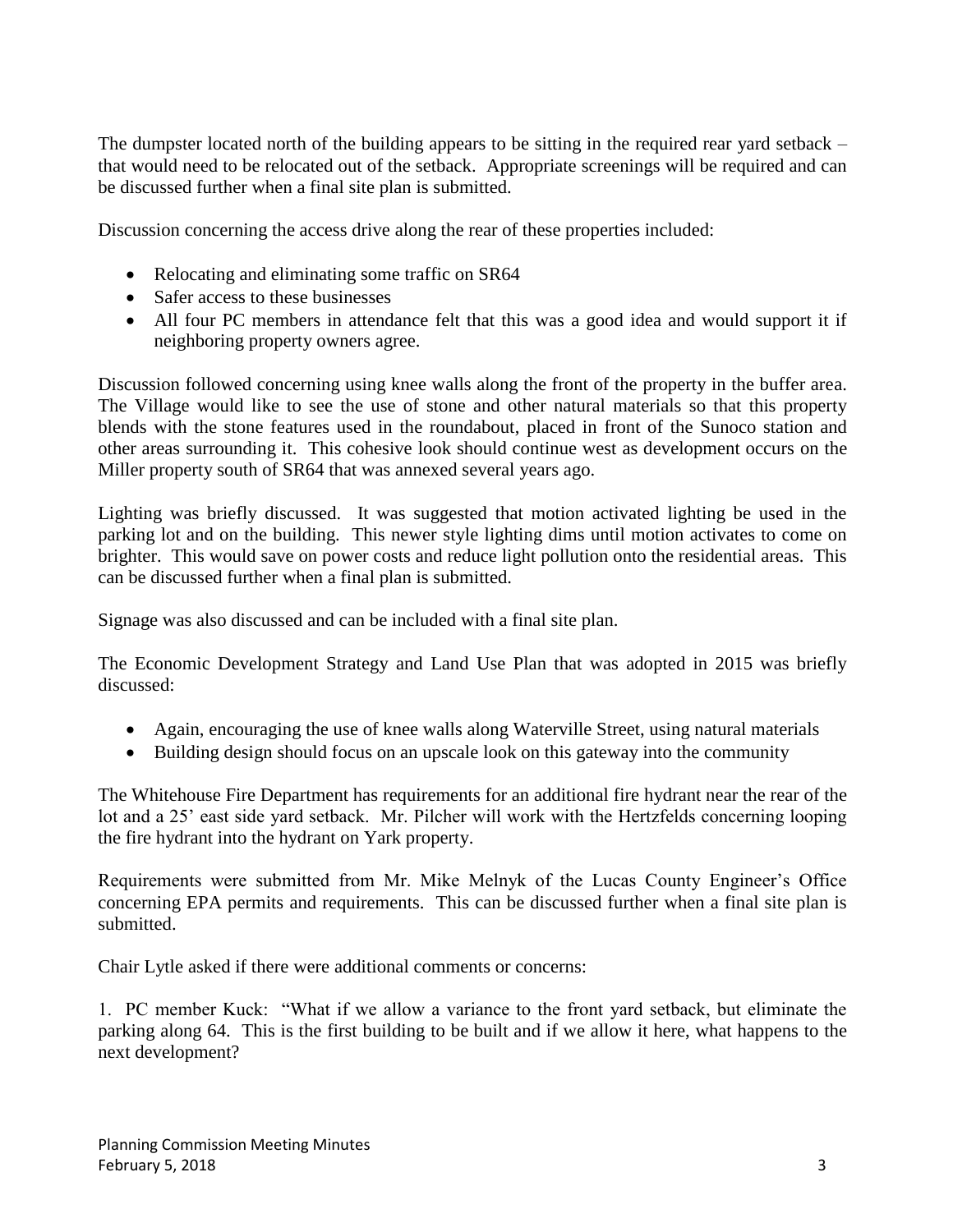The dumpster located north of the building appears to be sitting in the required rear yard setback – that would need to be relocated out of the setback. Appropriate screenings will be required and can be discussed further when a final site plan is submitted.

Discussion concerning the access drive along the rear of these properties included:

- Relocating and eliminating some traffic on SR64
- Safer access to these businesses
- All four PC members in attendance felt that this was a good idea and would support it if neighboring property owners agree.

Discussion followed concerning using knee walls along the front of the property in the buffer area. The Village would like to see the use of stone and other natural materials so that this property blends with the stone features used in the roundabout, placed in front of the Sunoco station and other areas surrounding it. This cohesive look should continue west as development occurs on the Miller property south of SR64 that was annexed several years ago.

Lighting was briefly discussed. It was suggested that motion activated lighting be used in the parking lot and on the building. This newer style lighting dims until motion activates to come on brighter. This would save on power costs and reduce light pollution onto the residential areas. This can be discussed further when a final plan is submitted.

Signage was also discussed and can be included with a final site plan.

The Economic Development Strategy and Land Use Plan that was adopted in 2015 was briefly discussed:

- Again, encouraging the use of knee walls along Waterville Street, using natural materials
- Building design should focus on an upscale look on this gateway into the community

The Whitehouse Fire Department has requirements for an additional fire hydrant near the rear of the lot and a 25' east side yard setback. Mr. Pilcher will work with the Hertzfelds concerning looping the fire hydrant into the hydrant on Yark property.

Requirements were submitted from Mr. Mike Melnyk of the Lucas County Engineer's Office concerning EPA permits and requirements. This can be discussed further when a final site plan is submitted.

Chair Lytle asked if there were additional comments or concerns:

1. PC member Kuck: "What if we allow a variance to the front yard setback, but eliminate the parking along 64. This is the first building to be built and if we allow it here, what happens to the next development?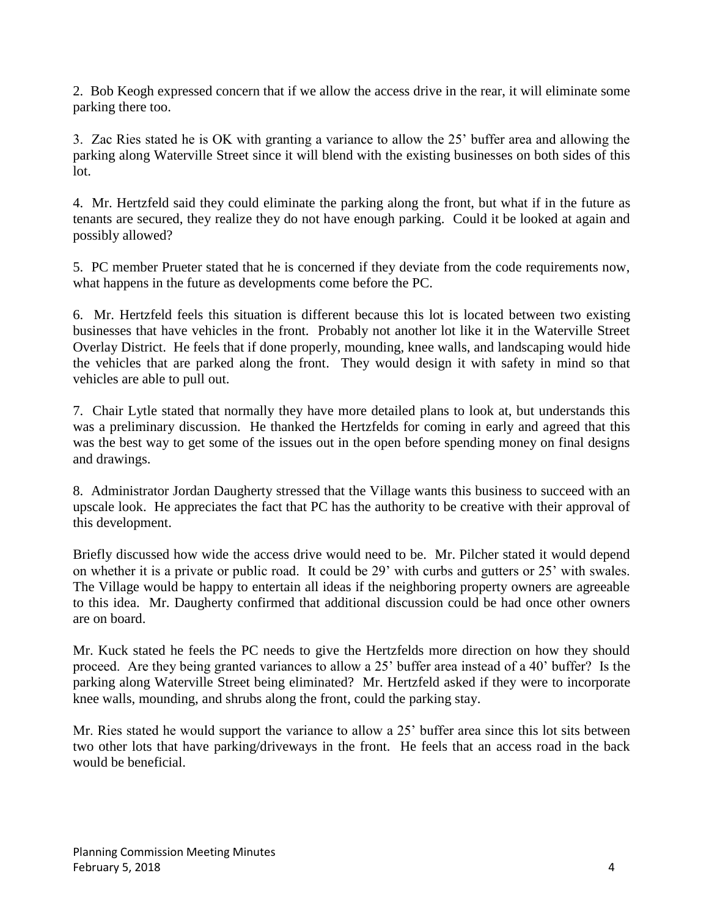2. Bob Keogh expressed concern that if we allow the access drive in the rear, it will eliminate some parking there too.

3. Zac Ries stated he is OK with granting a variance to allow the 25' buffer area and allowing the parking along Waterville Street since it will blend with the existing businesses on both sides of this lot.

4. Mr. Hertzfeld said they could eliminate the parking along the front, but what if in the future as tenants are secured, they realize they do not have enough parking. Could it be looked at again and possibly allowed?

5. PC member Prueter stated that he is concerned if they deviate from the code requirements now, what happens in the future as developments come before the PC.

6. Mr. Hertzfeld feels this situation is different because this lot is located between two existing businesses that have vehicles in the front. Probably not another lot like it in the Waterville Street Overlay District. He feels that if done properly, mounding, knee walls, and landscaping would hide the vehicles that are parked along the front. They would design it with safety in mind so that vehicles are able to pull out.

7. Chair Lytle stated that normally they have more detailed plans to look at, but understands this was a preliminary discussion. He thanked the Hertzfelds for coming in early and agreed that this was the best way to get some of the issues out in the open before spending money on final designs and drawings.

8. Administrator Jordan Daugherty stressed that the Village wants this business to succeed with an upscale look. He appreciates the fact that PC has the authority to be creative with their approval of this development.

Briefly discussed how wide the access drive would need to be. Mr. Pilcher stated it would depend on whether it is a private or public road. It could be 29' with curbs and gutters or 25' with swales. The Village would be happy to entertain all ideas if the neighboring property owners are agreeable to this idea. Mr. Daugherty confirmed that additional discussion could be had once other owners are on board.

Mr. Kuck stated he feels the PC needs to give the Hertzfelds more direction on how they should proceed. Are they being granted variances to allow a 25' buffer area instead of a 40' buffer? Is the parking along Waterville Street being eliminated? Mr. Hertzfeld asked if they were to incorporate knee walls, mounding, and shrubs along the front, could the parking stay.

Mr. Ries stated he would support the variance to allow a 25' buffer area since this lot sits between two other lots that have parking/driveways in the front. He feels that an access road in the back would be beneficial.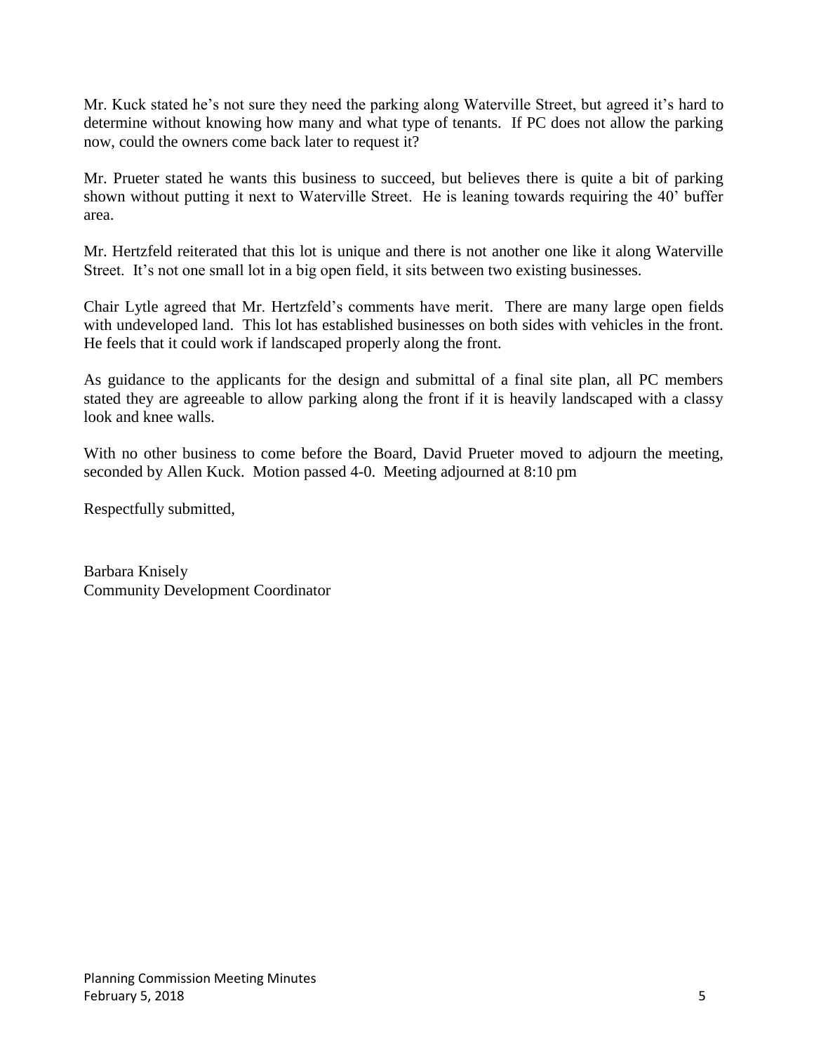Mr. Kuck stated he's not sure they need the parking along Waterville Street, but agreed it's hard to determine without knowing how many and what type of tenants. If PC does not allow the parking now, could the owners come back later to request it?

Mr. Prueter stated he wants this business to succeed, but believes there is quite a bit of parking shown without putting it next to Waterville Street. He is leaning towards requiring the 40' buffer area.

Mr. Hertzfeld reiterated that this lot is unique and there is not another one like it along Waterville Street. It's not one small lot in a big open field, it sits between two existing businesses.

Chair Lytle agreed that Mr. Hertzfeld's comments have merit. There are many large open fields with undeveloped land. This lot has established businesses on both sides with vehicles in the front. He feels that it could work if landscaped properly along the front.

As guidance to the applicants for the design and submittal of a final site plan, all PC members stated they are agreeable to allow parking along the front if it is heavily landscaped with a classy look and knee walls.

With no other business to come before the Board, David Prueter moved to adjourn the meeting, seconded by Allen Kuck. Motion passed 4-0. Meeting adjourned at 8:10 pm

Respectfully submitted,

Barbara Knisely
Community Development Coordinator